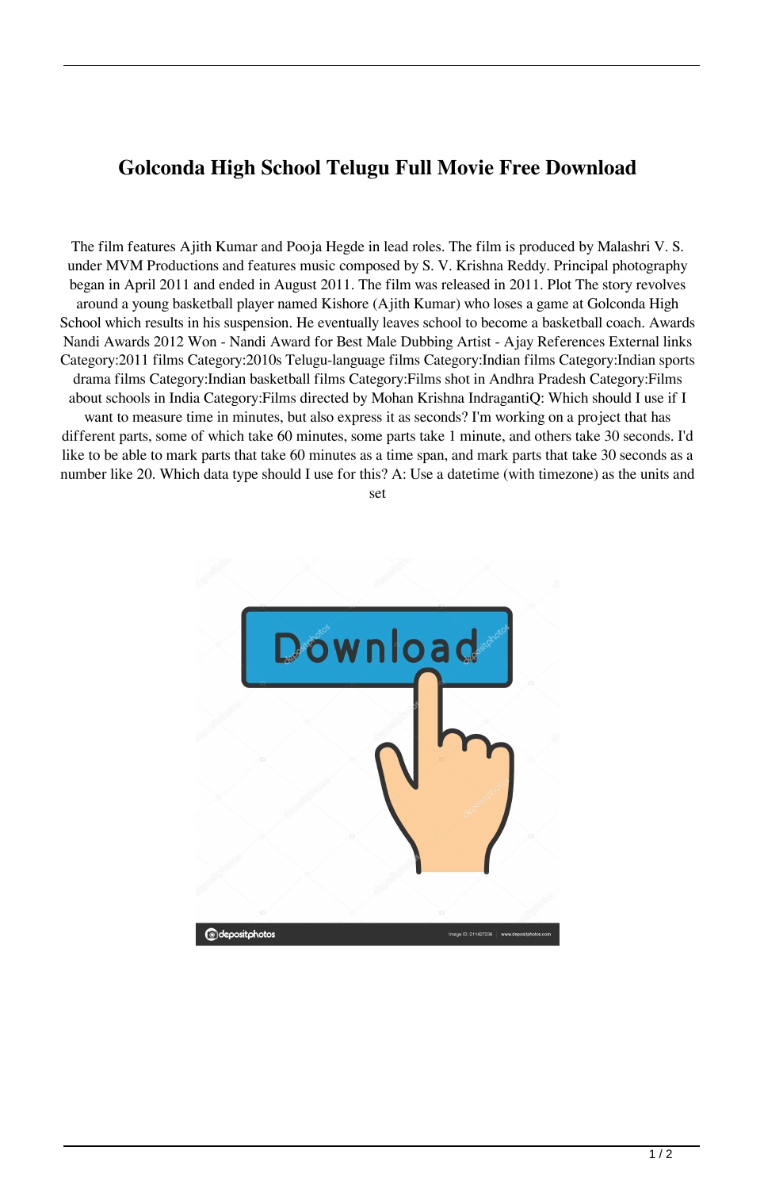# Golconda High School Telugu Full Movie Free Download

The film features Ajith Kumar and Pooja Hegde in lead roles. The film is produced by Malashri V. S. under MVM Productions and features music composed by S. V. Krishna Reddy. Principal photography began in April 2011 and ended in August 2011. The film was released in 2011. Plot The story revolves around a young basketball player named Kishore (Ajith Kumar) who loses a game at Golconda High School which results in his suspension. He eventually leaves school to become a basketball coach. Awards Nandi Awards 2012 Won - Nandi Award for Best Male Dubbing Artist - Ajay References External links Category:2011 films Category:2010s Telugu-language films Category:Indian films Category:Indian sports drama films Category:Indian basketball films Category:Films shot in Andhra Pradesh Category:Films about schools in India Category:Films directed by Mohan Krishna IndragantiQ: Which should I use if I want to measure time in minutes, but also express it as seconds? I'm working on a project that has different parts, some of which take 60 minutes, some parts take 1 minute, and others take 30 seconds. I'd like to be able to mark parts that take 60 minutes as a time span, and mark parts that take 30 seconds as a number like 20. Which data type should I use for this? A: Use a datetime (with timezone) as the units and set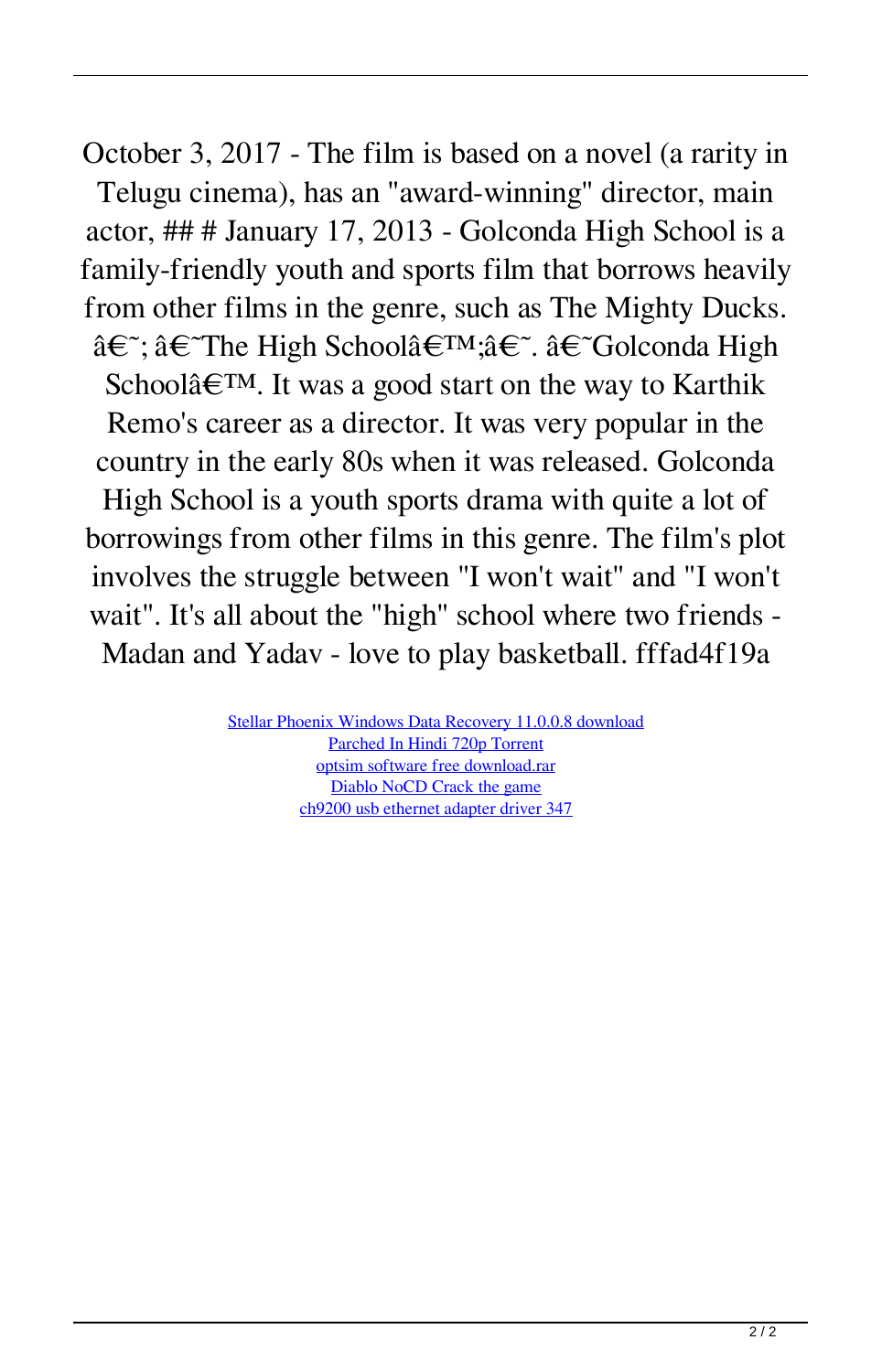October 3, 2017 - The film is based on a novel (a rarity in Telugu cinema), has an "award-winning" director, main actor, ## # January 17, 2013 - Golconda High School is a family-friendly youth and sports film that borrows heavily from other films in the genre, such as The Mighty Ducks. â€˜; â€˜The High Schoolâ€™;â€˜. â€˜Golconda High Schoolâ€™. It was a good start on the way to Karthik Remo's career as a director. It was very popular in the country in the early 80s when it was released. Golconda High School is a youth sports drama with quite a lot of borrowings from other films in this genre. The film's plot involves the struggle between "I won't wait" and "I won't wait". It's all about the "high" school where two friends - Madan and Yadav - love to play basketball. fffad4f19a

Stellar Phoenix Windows Data Recovery 11.0.0.8 download
Parched In Hindi 720p Torrent
optsim software free download.rar
Diablo NoCD Crack the game
ch9200 usb ethernet adapter driver 347